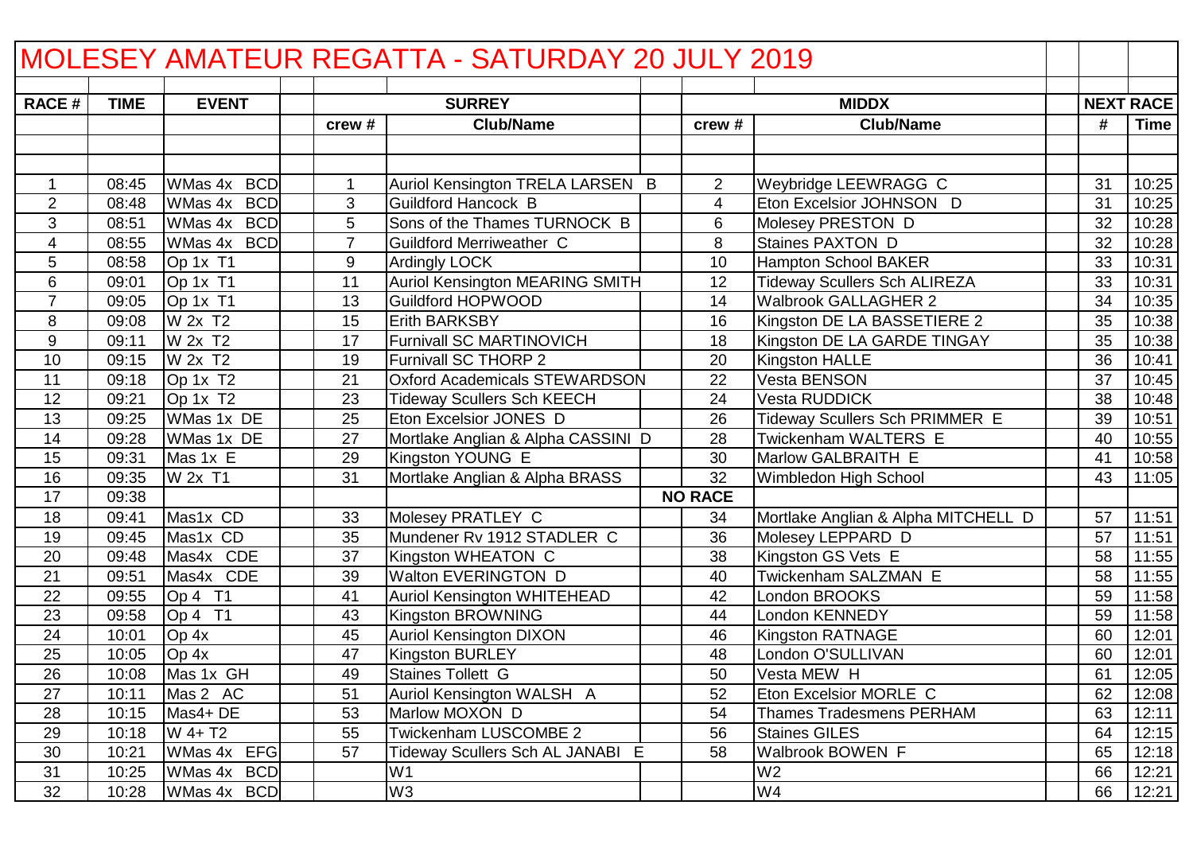# MOLESEY AMATEUR REGATTA - SATURDAY 20 JULY 2019

| RACE # | TIME | EVENT | SURREY | | MIDDX | | NEXT RACE | |
|---|---|---|---|---|---|---|---|---|
| | | | crew # | Club/Name | crew # | Club/Name | # | Time |
| 1 | 08:45 | WMas 4x BCD | 1 | Auriol Kensington TRELA LARSEN B | 2 | Weybridge LEEWRAGG C | 31 | 10:25 |
| 2 | 08:48 | WMas 4x BCD | 3 | Guildford Hancock B | 4 | Eton Excelsior JOHNSON D | 31 | 10:25 |
| 3 | 08:51 | WMas 4x BCD | 5 | Sons of the Thames TURNOCK B | 6 | Molesey PRESTON D | 32 | 10:28 |
| 4 | 08:55 | WMas 4x BCD | 7 | Guildford Merriweather C | 8 | Staines PAXTON D | 32 | 10:28 |
| 5 | 08:58 | Op 1x T1 | 9 | Ardingly LOCK | 10 | Hampton School BAKER | 33 | 10:31 |
| 6 | 09:01 | Op 1x T1 | 11 | Auriol Kensington MEARING SMITH | 12 | Tideway Scullers Sch ALIREZA | 33 | 10:31 |
| 7 | 09:05 | Op 1x T1 | 13 | Guildford HOPWOOD | 14 | Walbrook GALLAGHER 2 | 34 | 10:35 |
| 8 | 09:08 | W 2x T2 | 15 | Erith BARKSBY | 16 | Kingston DE LA BASSETIERE 2 | 35 | 10:38 |
| 9 | 09:11 | W 2x T2 | 17 | Furnivall SC MARTINOVICH | 18 | Kingston DE LA GARDE TINGAY | 35 | 10:38 |
| 10 | 09:15 | W 2x T2 | 19 | Furnivall SC THORP 2 | 20 | Kingston HALLE | 36 | 10:41 |
| 11 | 09:18 | Op 1x T2 | 21 | Oxford Academicals STEWARDSON | 22 | Vesta BENSON | 37 | 10:45 |
| 12 | 09:21 | Op 1x T2 | 23 | Tideway Scullers Sch KEECH | 24 | Vesta RUDDICK | 38 | 10:48 |
| 13 | 09:25 | WMas 1x DE | 25 | Eton Excelsior JONES D | 26 | Tideway Scullers Sch PRIMMER E | 39 | 10:51 |
| 14 | 09:28 | WMas 1x DE | 27 | Mortlake Anglian & Alpha CASSINI D | 28 | Twickenham WALTERS E | 40 | 10:55 |
| 15 | 09:31 | Mas 1x E | 29 | Kingston YOUNG E | 30 | Marlow GALBRAITH E | 41 | 10:58 |
| 16 | 09:35 | W 2x T1 | 31 | Mortlake Anglian & Alpha BRASS | 32 | Wimbledon High School | 43 | 11:05 |
| 17 | 09:38 | | | | NO RACE | | | |
| 18 | 09:41 | Mas1x CD | 33 | Molesey PRATLEY C | 34 | Mortlake Anglian & Alpha MITCHELL D | 57 | 11:51 |
| 19 | 09:45 | Mas1x CD | 35 | Mundener Rv 1912 STADLER C | 36 | Molesey LEPPARD D | 57 | 11:51 |
| 20 | 09:48 | Mas4x CDE | 37 | Kingston WHEATON C | 38 | Kingston GS Vets E | 58 | 11:55 |
| 21 | 09:51 | Mas4x CDE | 39 | Walton EVERINGTON D | 40 | Twickenham SALZMAN E | 58 | 11:55 |
| 22 | 09:55 | Op 4 T1 | 41 | Auriol Kensington WHITEHEAD | 42 | London BROOKS | 59 | 11:58 |
| 23 | 09:58 | Op 4 T1 | 43 | Kingston BROWNING | 44 | London KENNEDY | 59 | 11:58 |
| 24 | 10:01 | Op 4x | 45 | Auriol Kensington DIXON | 46 | Kingston RATNAGE | 60 | 12:01 |
| 25 | 10:05 | Op 4x | 47 | Kingston BURLEY | 48 | London O'SULLIVAN | 60 | 12:01 |
| 26 | 10:08 | Mas 1x GH | 49 | Staines Tollett G | 50 | Vesta MEW H | 61 | 12:05 |
| 27 | 10:11 | Mas 2 AC | 51 | Auriol Kensington WALSH A | 52 | Eton Excelsior MORLE C | 62 | 12:08 |
| 28 | 10:15 | Mas4+ DE | 53 | Marlow MOXON D | 54 | Thames Tradesmens PERHAM | 63 | 12:11 |
| 29 | 10:18 | W 4+ T2 | 55 | Twickenham LUSCOMBE 2 | 56 | Staines GILES | 64 | 12:15 |
| 30 | 10:21 | WMas 4x EFG | 57 | Tideway Scullers Sch AL JANABI E | 58 | Walbrook BOWEN F | 65 | 12:18 |
| 31 | 10:25 | WMas 4x BCD | | W1 | | W2 | 66 | 12:21 |
| 32 | 10:28 | WMas 4x BCD | | W3 | | W4 | 66 | 12:21 |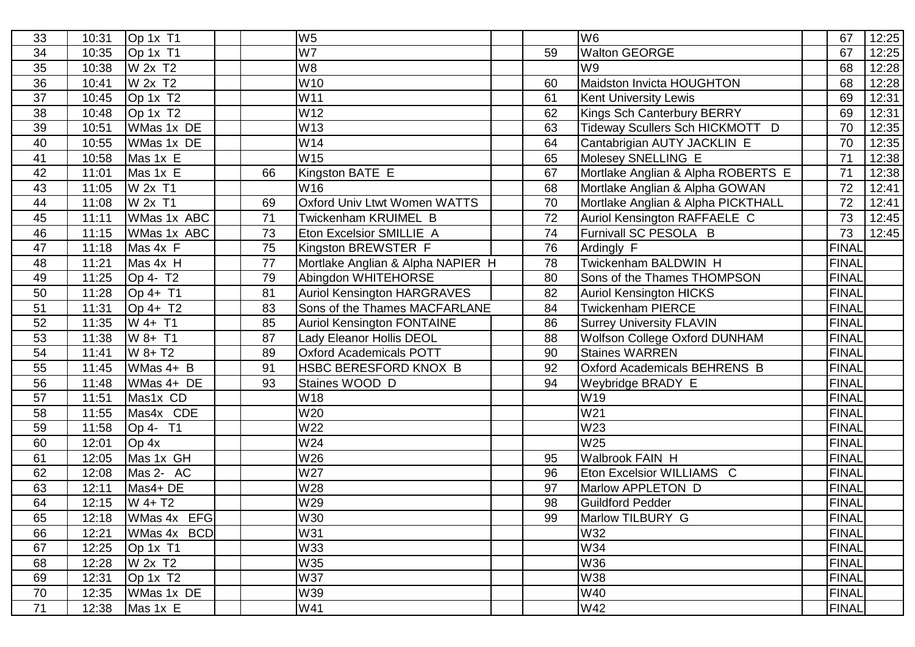| | | | | | | | | | | | |
|---|---|---|---|---|---|---|---|---|---|---|---|
| 33 | 10:31 | Op 1x T1 | | | W5 | | | W6 | | 67 | 12:25 |
| 34 | 10:35 | Op 1x T1 | | | W7 | | 59 | Walton GEORGE | | 67 | 12:25 |
| 35 | 10:38 | W 2x T2 | | | W8 | | | W9 | | 68 | 12:28 |
| 36 | 10:41 | W 2x T2 | | | W10 | | 60 | Maidston Invicta HOUGHTON | | 68 | 12:28 |
| 37 | 10:45 | Op 1x T2 | | | W11 | | 61 | Kent University Lewis | | 69 | 12:31 |
| 38 | 10:48 | Op 1x T2 | | | W12 | | 62 | Kings Sch Canterbury BERRY | | 69 | 12:31 |
| 39 | 10:51 | WMas 1x DE | | | W13 | | 63 | Tideway Scullers Sch HICKMOTT D | | 70 | 12:35 |
| 40 | 10:55 | WMas 1x DE | | | W14 | | 64 | Cantabrigian AUTY JACKLIN E | | 70 | 12:35 |
| 41 | 10:58 | Mas 1x E | | | W15 | | 65 | Molesey SNELLING E | | 71 | 12:38 |
| 42 | 11:01 | Mas 1x E | | 66 | Kingston BATE E | | 67 | Mortlake Anglian & Alpha ROBERTS E | | 71 | 12:38 |
| 43 | 11:05 | W 2x T1 | | | W16 | | 68 | Mortlake Anglian & Alpha GOWAN | | 72 | 12:41 |
| 44 | 11:08 | W 2x T1 | | 69 | Oxford Univ Ltwt Women WATTS | | 70 | Mortlake Anglian & Alpha PICKTHALL | | 72 | 12:41 |
| 45 | 11:11 | WMas 1x ABC | | 71 | Twickenham KRUIMEL B | | 72 | Auriol Kensington RAFFAELE C | | 73 | 12:45 |
| 46 | 11:15 | WMas 1x ABC | | 73 | Eton Excelsior SMILLIE A | | 74 | Furnivall SC PESOLA B | | 73 | 12:45 |
| 47 | 11:18 | Mas 4x F | | 75 | Kingston BREWSTER F | | 76 | Ardingly F | | FINAL | |
| 48 | 11:21 | Mas 4x H | | 77 | Mortlake Anglian & Alpha NAPIER H | | 78 | Twickenham BALDWIN H | | FINAL | |
| 49 | 11:25 | Op 4- T2 | | 79 | Abingdon WHITEHORSE | | 80 | Sons of the Thames THOMPSON | | FINAL | |
| 50 | 11:28 | Op 4+ T1 | | 81 | Auriol Kensington HARGRAVES | | 82 | Auriol Kensington HICKS | | FINAL | |
| 51 | 11:31 | Op 4+ T2 | | 83 | Sons of the Thames MACFARLANE | | 84 | Twickenham PIERCE | | FINAL | |
| 52 | 11:35 | W 4+ T1 | | 85 | Auriol Kensington FONTAINE | | 86 | Surrey University FLAVIN | | FINAL | |
| 53 | 11:38 | W 8+ T1 | | 87 | Lady Eleanor Hollis DEOL | | 88 | Wolfson College Oxford DUNHAM | | FINAL | |
| 54 | 11:41 | W 8+ T2 | | 89 | Oxford Academicals POTT | | 90 | Staines WARREN | | FINAL | |
| 55 | 11:45 | WMas 4+ B | | 91 | HSBC BERESFORD KNOX B | | 92 | Oxford Academicals BEHRENS B | | FINAL | |
| 56 | 11:48 | WMas 4+ DE | | 93 | Staines WOOD D | | 94 | Weybridge BRADY E | | FINAL | |
| 57 | 11:51 | Mas1x CD | | | W18 | | | W19 | | FINAL | |
| 58 | 11:55 | Mas4x CDE | | | W20 | | | W21 | | FINAL | |
| 59 | 11:58 | Op 4- T1 | | | W22 | | | W23 | | FINAL | |
| 60 | 12:01 | Op 4x | | | W24 | | | W25 | | FINAL | |
| 61 | 12:05 | Mas 1x GH | | | W26 | | 95 | Walbrook FAIN H | | FINAL | |
| 62 | 12:08 | Mas 2- AC | | | W27 | | 96 | Eton Excelsior WILLIAMS C | | FINAL | |
| 63 | 12:11 | Mas4+ DE | | | W28 | | 97 | Marlow APPLETON D | | FINAL | |
| 64 | 12:15 | W 4+ T2 | | | W29 | | 98 | Guildford Pedder | | FINAL | |
| 65 | 12:18 | WMas 4x EFG | | | W30 | | 99 | Marlow TILBURY G | | FINAL | |
| 66 | 12:21 | WMas 4x BCD | | | W31 | | | W32 | | FINAL | |
| 67 | 12:25 | Op 1x T1 | | | W33 | | | W34 | | FINAL | |
| 68 | 12:28 | W 2x T2 | | | W35 | | | W36 | | FINAL | |
| 69 | 12:31 | Op 1x T2 | | | W37 | | | W38 | | FINAL | |
| 70 | 12:35 | WMas 1x DE | | | W39 | | | W40 | | FINAL | |
| 71 | 12:38 | Mas 1x E | | | W41 | | | W42 | | FINAL | |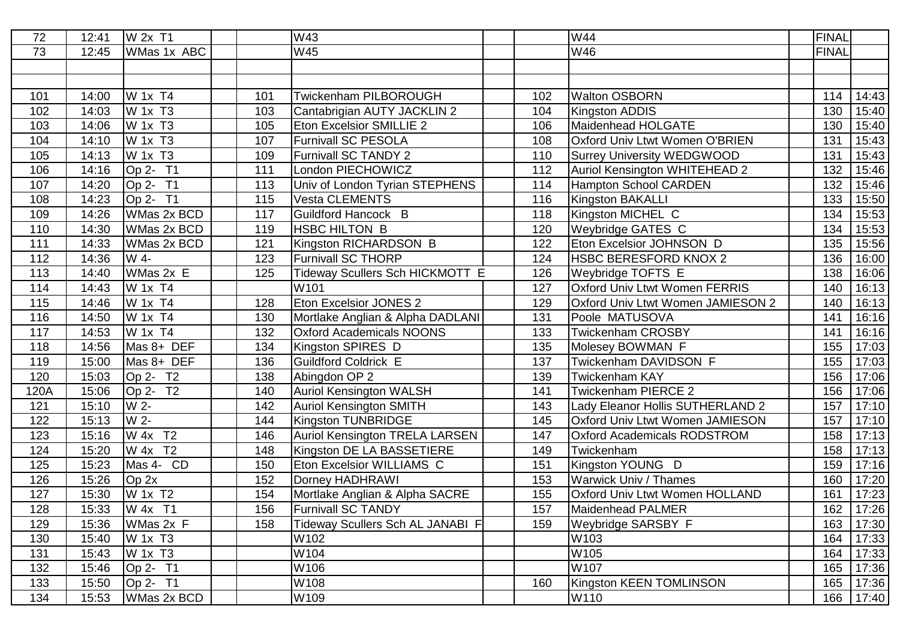| | | | | | | | | | | | |
|---|---|---|---|---|---|---|---|---|---|---|---|
| 72 | 12:41 | W 2x T1 | | | W43 | | | W44 | | FINAL | |
| 73 | 12:45 | WMas 1x ABC | | | W45 | | | W46 | | FINAL | |
| | | | | | | | | | | | |
| | | | | | | | | | | | |
| 101 | 14:00 | W 1x T4 | | 101 | Twickenham PILBOROUGH | | 102 | Walton OSBORN | | 114 | 14:43 |
| 102 | 14:03 | W 1x T3 | | 103 | Cantabrigian AUTY JACKLIN 2 | | 104 | Kingston ADDIS | | 130 | 15:40 |
| 103 | 14:06 | W 1x T3 | | 105 | Eton Excelsior SMILLIE 2 | | 106 | Maidenhead HOLGATE | | 130 | 15:40 |
| 104 | 14:10 | W 1x T3 | | 107 | Furnivall SC PESOLA | | 108 | Oxford Univ Ltwt Women O'BRIEN | | 131 | 15:43 |
| 105 | 14:13 | W 1x T3 | | 109 | Furnivall SC TANDY 2 | | 110 | Surrey University WEDGWOOD | | 131 | 15:43 |
| 106 | 14:16 | Op 2- T1 | | 111 | London PIECHOWICZ | | 112 | Auriol Kensington WHITEHEAD 2 | | 132 | 15:46 |
| 107 | 14:20 | Op 2- T1 | | 113 | Univ of London Tyrian STEPHENS | | 114 | Hampton School CARDEN | | 132 | 15:46 |
| 108 | 14:23 | Op 2- T1 | | 115 | Vesta CLEMENTS | | 116 | Kingston BAKALLI | | 133 | 15:50 |
| 109 | 14:26 | WMas 2x BCD | | 117 | Guildford Hancock B | | 118 | Kingston MICHEL C | | 134 | 15:53 |
| 110 | 14:30 | WMas 2x BCD | | 119 | HSBC HILTON B | | 120 | Weybridge GATES C | | 134 | 15:53 |
| 111 | 14:33 | WMas 2x BCD | | 121 | Kingston RICHARDSON B | | 122 | Eton Excelsior JOHNSON D | | 135 | 15:56 |
| 112 | 14:36 | W 4- | | 123 | Furnivall SC THORP | | 124 | HSBC BERESFORD KNOX 2 | | 136 | 16:00 |
| 113 | 14:40 | WMas 2x E | | 125 | Tideway Scullers Sch HICKMOTT E | | 126 | Weybridge TOFTS E | | 138 | 16:06 |
| 114 | 14:43 | W 1x T4 | | | W101 | | 127 | Oxford Univ Ltwt Women FERRIS | | 140 | 16:13 |
| 115 | 14:46 | W 1x T4 | | 128 | Eton Excelsior JONES 2 | | 129 | Oxford Univ Ltwt Women JAMIESON 2 | | 140 | 16:13 |
| 116 | 14:50 | W 1x T4 | | 130 | Mortlake Anglian & Alpha DADLANI | | 131 | Poole MATUSOVA | | 141 | 16:16 |
| 117 | 14:53 | W 1x T4 | | 132 | Oxford Academicals NOONS | | 133 | Twickenham CROSBY | | 141 | 16:16 |
| 118 | 14:56 | Mas 8+ DEF | | 134 | Kingston SPIRES D | | 135 | Molesey BOWMAN F | | 155 | 17:03 |
| 119 | 15:00 | Mas 8+ DEF | | 136 | Guildford Coldrick E | | 137 | Twickenham DAVIDSON F | | 155 | 17:03 |
| 120 | 15:03 | Op 2- T2 | | 138 | Abingdon OP 2 | | 139 | Twickenham KAY | | 156 | 17:06 |
| 120A | 15:06 | Op 2- T2 | | 140 | Auriol Kensington WALSH | | 141 | Twickenham PIERCE 2 | | 156 | 17:06 |
| 121 | 15:10 | W 2- | | 142 | Auriol Kensington SMITH | | 143 | Lady Eleanor Hollis SUTHERLAND 2 | | 157 | 17:10 |
| 122 | 15:13 | W 2- | | 144 | Kingston TUNBRIDGE | | 145 | Oxford Univ Ltwt Women JAMIESON | | 157 | 17:10 |
| 123 | 15:16 | W 4x T2 | | 146 | Auriol Kensington TRELA LARSEN | | 147 | Oxford Academicals RODSTROM | | 158 | 17:13 |
| 124 | 15:20 | W 4x T2 | | 148 | Kingston DE LA BASSETIERE | | 149 | Twickenham | | 158 | 17:13 |
| 125 | 15:23 | Mas 4- CD | | 150 | Eton Excelsior WILLIAMS C | | 151 | Kingston YOUNG D | | 159 | 17:16 |
| 126 | 15:26 | Op 2x | | 152 | Dorney HADHRAWI | | 153 | Warwick Univ / Thames | | 160 | 17:20 |
| 127 | 15:30 | W 1x T2 | | 154 | Mortlake Anglian & Alpha SACRE | | 155 | Oxford Univ Ltwt Women HOLLAND | | 161 | 17:23 |
| 128 | 15:33 | W 4x T1 | | 156 | Furnivall SC TANDY | | 157 | Maidenhead PALMER | | 162 | 17:26 |
| 129 | 15:36 | WMas 2x F | | 158 | Tideway Scullers Sch AL JANABI F | | 159 | Weybridge SARSBY F | | 163 | 17:30 |
| 130 | 15:40 | W 1x T3 | | | W102 | | | W103 | | 164 | 17:33 |
| 131 | 15:43 | W 1x T3 | | | W104 | | | W105 | | 164 | 17:33 |
| 132 | 15:46 | Op 2- T1 | | | W106 | | | W107 | | 165 | 17:36 |
| 133 | 15:50 | Op 2- T1 | | | W108 | | 160 | Kingston KEEN TOMLINSON | | 165 | 17:36 |
| 134 | 15:53 | WMas 2x BCD | | | W109 | | | W110 | | 166 | 17:40 |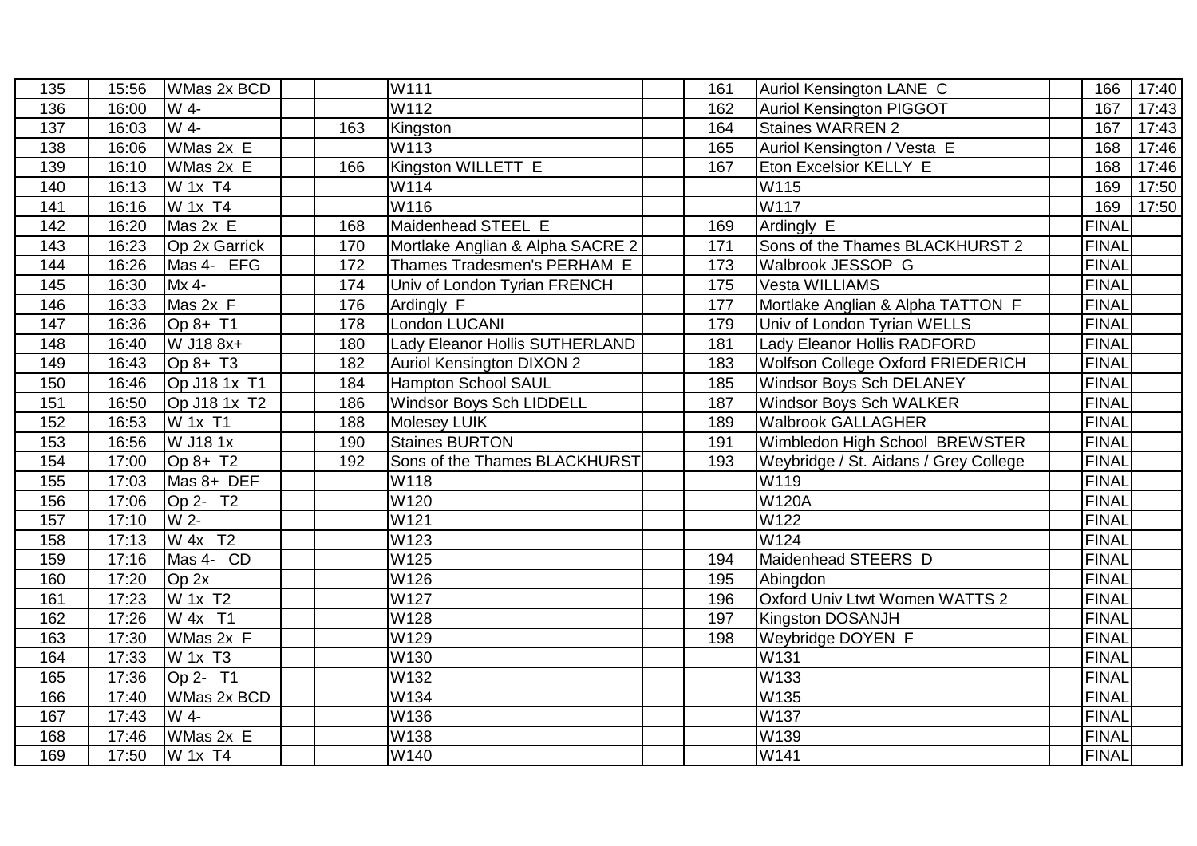| | | | | | | | | | | | |
|---|---|---|---|---|---|---|---|---|---|---|---|
| 135 | 15:56 | WMas 2x BCD | | | W111 | | 161 | Auriol Kensington LANE C | | 166 | 17:40 |
| 136 | 16:00 | W 4- | | | W112 | | 162 | Auriol Kensington PIGGOT | | 167 | 17:43 |
| 137 | 16:03 | W 4- | | 163 | Kingston | | 164 | Staines WARREN 2 | | 167 | 17:43 |
| 138 | 16:06 | WMas 2x E | | | W113 | | 165 | Auriol Kensington / Vesta E | | 168 | 17:46 |
| 139 | 16:10 | WMas 2x E | | 166 | Kingston WILLETT E | | 167 | Eton Excelsior KELLY E | | 168 | 17:46 |
| 140 | 16:13 | W 1x T4 | | | W114 | | | W115 | | 169 | 17:50 |
| 141 | 16:16 | W 1x T4 | | | W116 | | | W117 | | 169 | 17:50 |
| 142 | 16:20 | Mas 2x E | | 168 | Maidenhead STEEL E | | 169 | Ardingly E | | FINAL | |
| 143 | 16:23 | Op 2x Garrick | | 170 | Mortlake Anglian & Alpha SACRE 2 | | 171 | Sons of the Thames BLACKHURST 2 | | FINAL | |
| 144 | 16:26 | Mas 4- EFG | | 172 | Thames Tradesmen's PERHAM E | | 173 | Walbrook JESSOP G | | FINAL | |
| 145 | 16:30 | Mx 4- | | 174 | Univ of London Tyrian FRENCH | | 175 | Vesta WILLIAMS | | FINAL | |
| 146 | 16:33 | Mas 2x F | | 176 | Ardingly F | | 177 | Mortlake Anglian & Alpha TATTON F | | FINAL | |
| 147 | 16:36 | Op 8+ T1 | | 178 | London LUCANI | | 179 | Univ of London Tyrian WELLS | | FINAL | |
| 148 | 16:40 | W J18 8x+ | | 180 | Lady Eleanor Hollis SUTHERLAND | | 181 | Lady Eleanor Hollis RADFORD | | FINAL | |
| 149 | 16:43 | Op 8+ T3 | | 182 | Auriol Kensington DIXON 2 | | 183 | Wolfson College Oxford FRIEDERICH | | FINAL | |
| 150 | 16:46 | Op J18 1x T1 | | 184 | Hampton School SAUL | | 185 | Windsor Boys Sch DELANEY | | FINAL | |
| 151 | 16:50 | Op J18 1x T2 | | 186 | Windsor Boys Sch LIDDELL | | 187 | Windsor Boys Sch WALKER | | FINAL | |
| 152 | 16:53 | W 1x T1 | | 188 | Molesey LUIK | | 189 | Walbrook GALLAGHER | | FINAL | |
| 153 | 16:56 | W J18 1x | | 190 | Staines BURTON | | 191 | Wimbledon High School BREWSTER | | FINAL | |
| 154 | 17:00 | Op 8+ T2 | | 192 | Sons of the Thames BLACKHURST | | 193 | Weybridge / St. Aidans / Grey College | | FINAL | |
| 155 | 17:03 | Mas 8+ DEF | | | W118 | | | W119 | | FINAL | |
| 156 | 17:06 | Op 2- T2 | | | W120 | | | W120A | | FINAL | |
| 157 | 17:10 | W 2- | | | W121 | | | W122 | | FINAL | |
| 158 | 17:13 | W 4x T2 | | | W123 | | | W124 | | FINAL | |
| 159 | 17:16 | Mas 4- CD | | | W125 | | 194 | Maidenhead STEERS D | | FINAL | |
| 160 | 17:20 | Op 2x | | | W126 | | 195 | Abingdon | | FINAL | |
| 161 | 17:23 | W 1x T2 | | | W127 | | 196 | Oxford Univ Ltwt Women WATTS 2 | | FINAL | |
| 162 | 17:26 | W 4x T1 | | | W128 | | 197 | Kingston DOSANJH | | FINAL | |
| 163 | 17:30 | WMas 2x F | | | W129 | | 198 | Weybridge DOYEN F | | FINAL | |
| 164 | 17:33 | W 1x T3 | | | W130 | | | W131 | | FINAL | |
| 165 | 17:36 | Op 2- T1 | | | W132 | | | W133 | | FINAL | |
| 166 | 17:40 | WMas 2x BCD | | | W134 | | | W135 | | FINAL | |
| 167 | 17:43 | W 4- | | | W136 | | | W137 | | FINAL | |
| 168 | 17:46 | WMas 2x E | | | W138 | | | W139 | | FINAL | |
| 169 | 17:50 | W 1x T4 | | | W140 | | | W141 | | FINAL | |